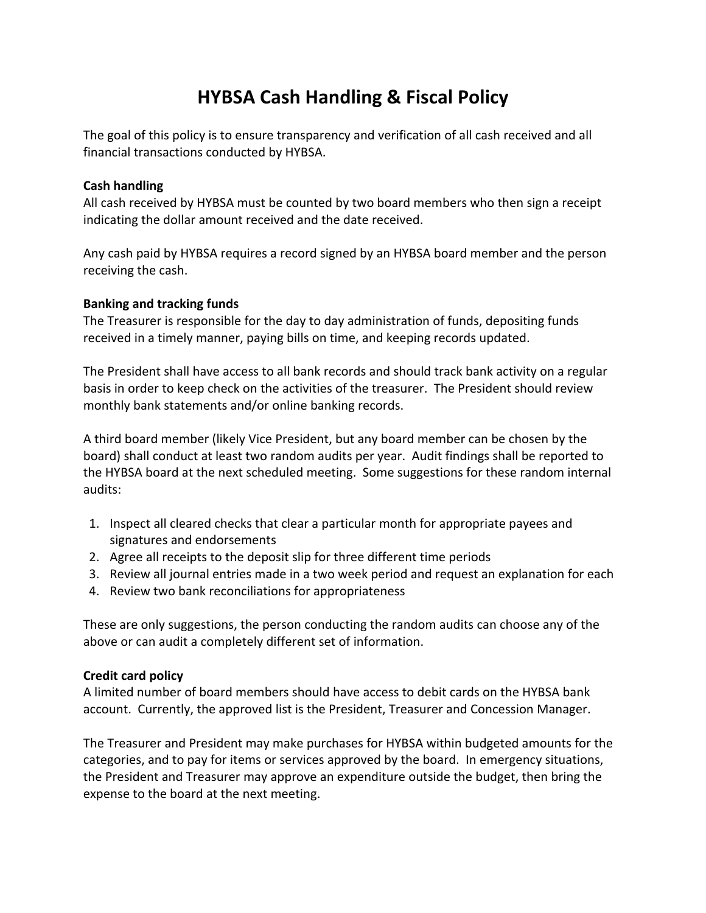# HYBSA Cash Handling & Fiscal Policy

The goal of this policy is to ensure transparency and verification of all cash received and all financial transactions conducted by HYBSA.

**Cash handling**
All cash received by HYBSA must be counted by two board members who then sign a receipt indicating the dollar amount received and the date received.

Any cash paid by HYBSA requires a record signed by an HYBSA board member and the person receiving the cash.

**Banking and tracking funds**
The Treasurer is responsible for the day to day administration of funds, depositing funds received in a timely manner, paying bills on time, and keeping records updated.

The President shall have access to all bank records and should track bank activity on a regular basis in order to keep check on the activities of the treasurer. The President should review monthly bank statements and/or online banking records.

A third board member (likely Vice President, but any board member can be chosen by the board) shall conduct at least two random audits per year. Audit findings shall be reported to the HYBSA board at the next scheduled meeting. Some suggestions for these random internal audits:

1. Inspect all cleared checks that clear a particular month for appropriate payees and signatures and endorsements
2. Agree all receipts to the deposit slip for three different time periods
3. Review all journal entries made in a two week period and request an explanation for each
4. Review two bank reconciliations for appropriateness

These are only suggestions, the person conducting the random audits can choose any of the above or can audit a completely different set of information.

**Credit card policy**
A limited number of board members should have access to debit cards on the HYBSA bank account. Currently, the approved list is the President, Treasurer and Concession Manager.

The Treasurer and President may make purchases for HYBSA within budgeted amounts for the categories, and to pay for items or services approved by the board. In emergency situations, the President and Treasurer may approve an expenditure outside the budget, then bring the expense to the board at the next meeting.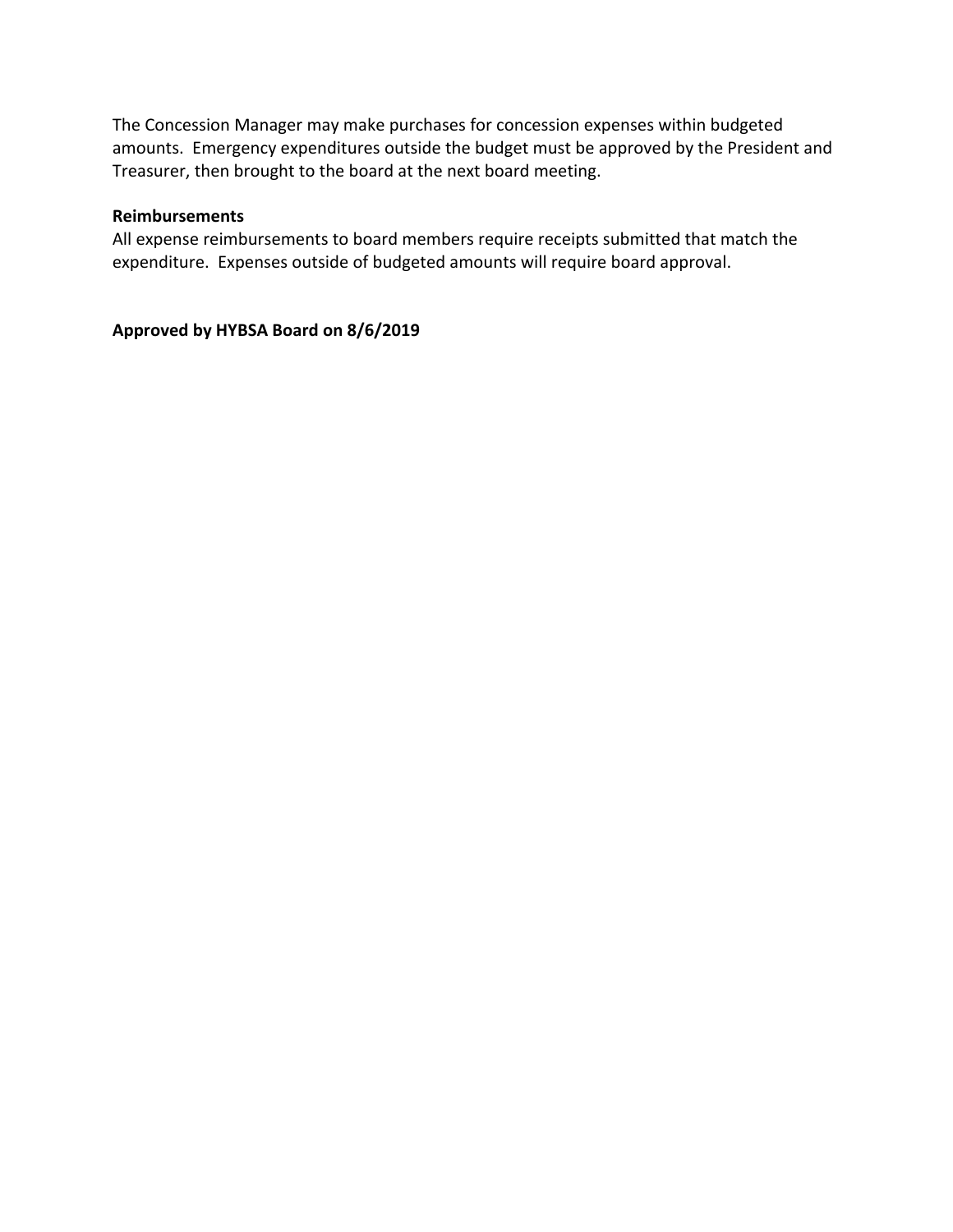The Concession Manager may make purchases for concession expenses within budgeted amounts. Emergency expenditures outside the budget must be approved by the President and Treasurer, then brought to the board at the next board meeting.

**Reimbursements**

All expense reimbursements to board members require receipts submitted that match the expenditure. Expenses outside of budgeted amounts will require board approval.

**Approved by HYBSA Board on 8/6/2019**